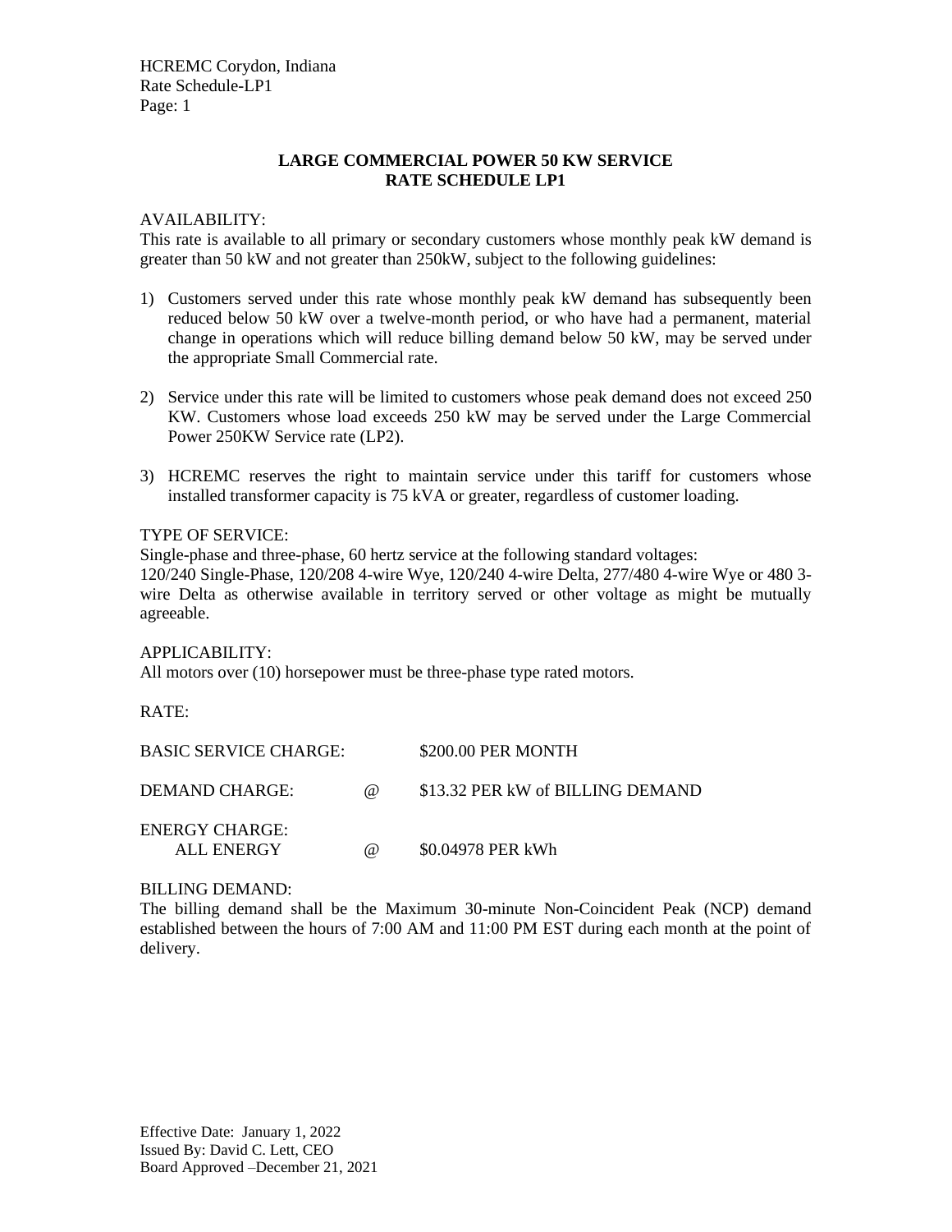## LARGE COMMERCIAL POWER 50 KW SERVICE
## RATE SCHEDULE LP1

AVAILABILITY:
This rate is available to all primary or secondary customers whose monthly peak kW demand is greater than 50 kW and not greater than 250kW, subject to the following guidelines:

1) Customers served under this rate whose monthly peak kW demand has subsequently been reduced below 50 kW over a twelve-month period, or who have had a permanent, material change in operations which will reduce billing demand below 50 kW, may be served under the appropriate Small Commercial rate.

2) Service under this rate will be limited to customers whose peak demand does not exceed 250 KW. Customers whose load exceeds 250 kW may be served under the Large Commercial Power 250KW Service rate (LP2).

3) HCREMC reserves the right to maintain service under this tariff for customers whose installed transformer capacity is 75 kVA or greater, regardless of customer loading.

TYPE OF SERVICE:
Single-phase and three-phase, 60 hertz service at the following standard voltages:
120/240 Single-Phase, 120/208 4-wire Wye, 120/240 4-wire Delta, 277/480 4-wire Wye or 480 3-wire Delta as otherwise available in territory served or other voltage as might be mutually agreeable.

APPLICABILITY:
All motors over (10) horsepower must be three-phase type rated motors.

RATE:

| | | |
|---|---|---|
| BASIC SERVICE CHARGE: | | $200.00 PER MONTH |
| DEMAND CHARGE: | @ | $13.32 PER kW of BILLING DEMAND |
| ENERGY CHARGE: | | |
| ALL ENERGY | @ | $0.04978 PER kWh |

BILLING DEMAND:
The billing demand shall be the Maximum 30-minute Non-Coincident Peak (NCP) demand established between the hours of 7:00 AM and 11:00 PM EST during each month at the point of delivery.

Effective Date: January 1, 2022
Issued By: David C. Lett, CEO
Board Approved –December 21, 2021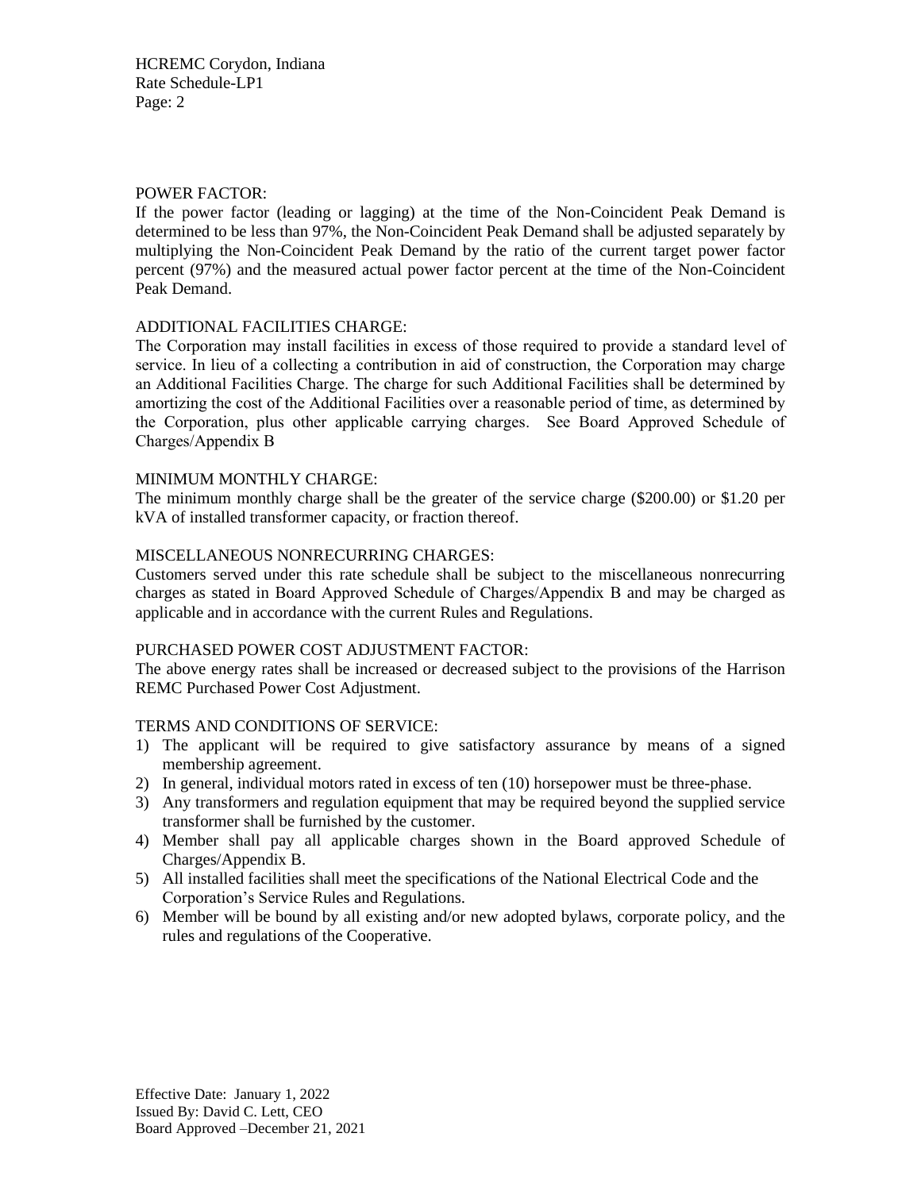## POWER FACTOR:

If the power factor (leading or lagging) at the time of the Non-Coincident Peak Demand is determined to be less than 97%, the Non-Coincident Peak Demand shall be adjusted separately by multiplying the Non-Coincident Peak Demand by the ratio of the current target power factor percent (97%) and the measured actual power factor percent at the time of the Non-Coincident Peak Demand.

## ADDITIONAL FACILITIES CHARGE:

The Corporation may install facilities in excess of those required to provide a standard level of service. In lieu of a collecting a contribution in aid of construction, the Corporation may charge an Additional Facilities Charge. The charge for such Additional Facilities shall be determined by amortizing the cost of the Additional Facilities over a reasonable period of time, as determined by the Corporation, plus other applicable carrying charges. See Board Approved Schedule of Charges/Appendix B

## MINIMUM MONTHLY CHARGE:

The minimum monthly charge shall be the greater of the service charge ($200.00) or $1.20 per kVA of installed transformer capacity, or fraction thereof.

## MISCELLANEOUS NONRECURRING CHARGES:

Customers served under this rate schedule shall be subject to the miscellaneous nonrecurring charges as stated in Board Approved Schedule of Charges/Appendix B and may be charged as applicable and in accordance with the current Rules and Regulations.

## PURCHASED POWER COST ADJUSTMENT FACTOR:

The above energy rates shall be increased or decreased subject to the provisions of the Harrison REMC Purchased Power Cost Adjustment.

## TERMS AND CONDITIONS OF SERVICE:

1) The applicant will be required to give satisfactory assurance by means of a signed membership agreement.
2) In general, individual motors rated in excess of ten (10) horsepower must be three-phase.
3) Any transformers and regulation equipment that may be required beyond the supplied service transformer shall be furnished by the customer.
4) Member shall pay all applicable charges shown in the Board approved Schedule of Charges/Appendix B.
5) All installed facilities shall meet the specifications of the National Electrical Code and the Corporation's Service Rules and Regulations.
6) Member will be bound by all existing and/or new adopted bylaws, corporate policy, and the rules and regulations of the Cooperative.

Effective Date: January 1, 2022
Issued By: David C. Lett, CEO
Board Approved –December 21, 2021